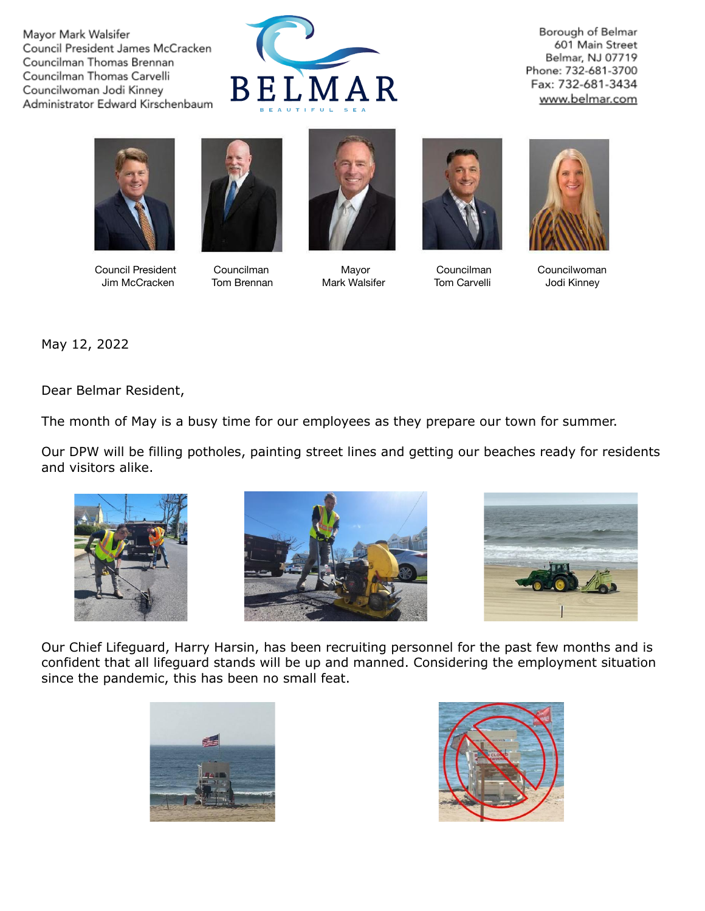Mayor Mark Walsifer
Council President James McCracken
Councilman Thomas Brennan
Councilman Thomas Carvelli
Councilwoman Jodi Kinney
Administrator Edward Kirschenbaum

BELMAR
BEAUTIFUL SEA

Borough of Belmar
601 Main Street
Belmar, NJ 07719
Phone: 732-681-3700
Fax: 732-681-3434
www.belmar.com

Council President Jim McCracken | Councilman Tom Brennan | Mayor Mark Walsifer | Councilman Tom Carvelli | Councilwoman Jodi Kinney

May 12, 2022

Dear Belmar Resident,

The month of May is a busy time for our employees as they prepare our town for summer.

Our DPW will be filling potholes, painting street lines and getting our beaches ready for residents and visitors alike.

Our Chief Lifeguard, Harry Harsin, has been recruiting personnel for the past few months and is confident that all lifeguard stands will be up and manned. Considering the employment situation since the pandemic, this has been no small feat.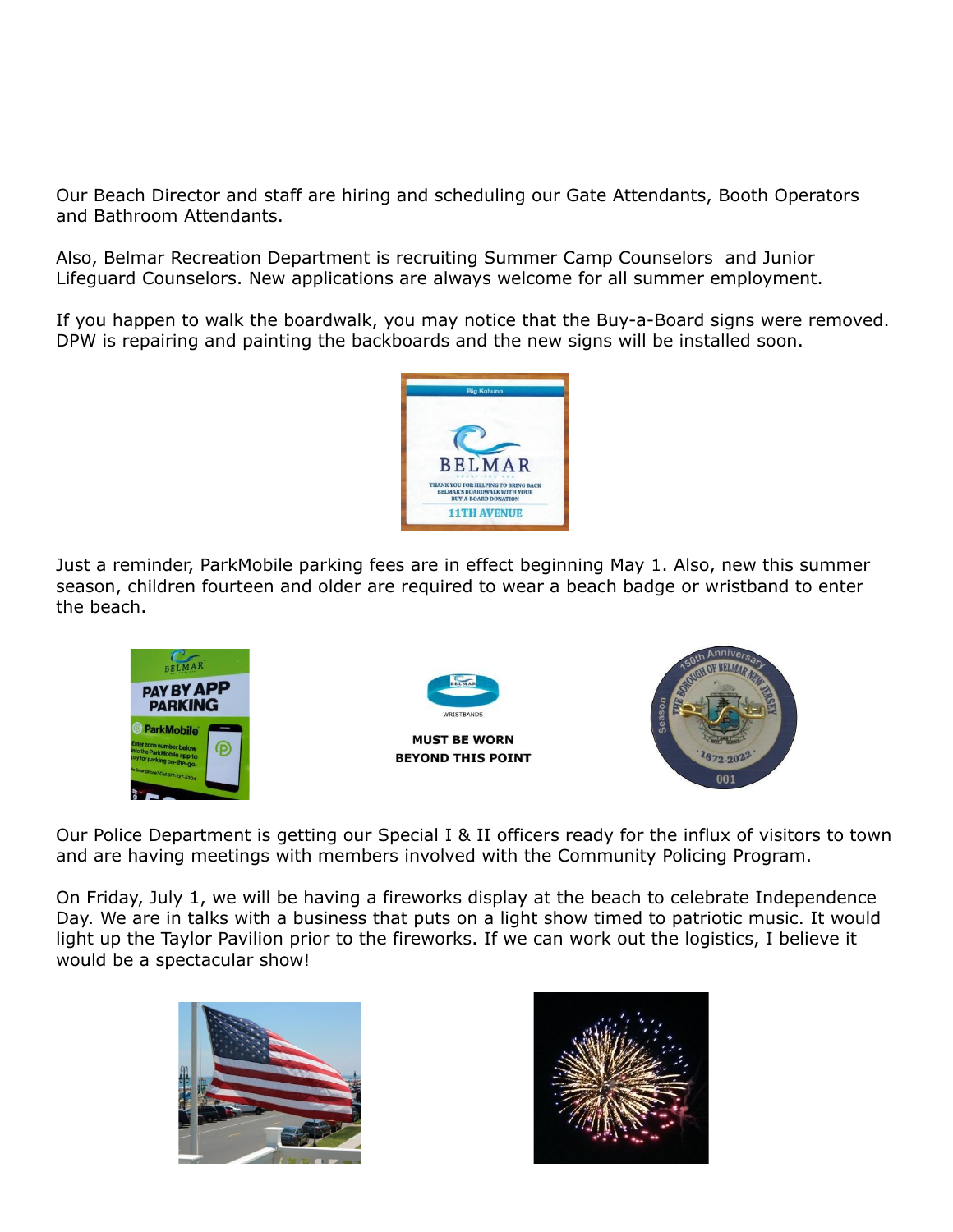Our Beach Director and staff are hiring and scheduling our Gate Attendants, Booth Operators and Bathroom Attendants.

Also, Belmar Recreation Department is recruiting Summer Camp Counselors and Junior Lifeguard Counselors. New applications are always welcome for all summer employment.

If you happen to walk the boardwalk, you may notice that the Buy-a-Board signs were removed. DPW is repairing and painting the backboards and the new signs will be installed soon.

Just a reminder, ParkMobile parking fees are in effect beginning May 1. Also, new this summer season, children fourteen and older are required to wear a beach badge or wristband to enter the beach.

Our Police Department is getting our Special I & II officers ready for the influx of visitors to town and are having meetings with members involved with the Community Policing Program.

On Friday, July 1, we will be having a fireworks display at the beach to celebrate Independence Day. We are in talks with a business that puts on a light show timed to patriotic music. It would light up the Taylor Pavilion prior to the fireworks. If we can work out the logistics, I believe it would be a spectacular show!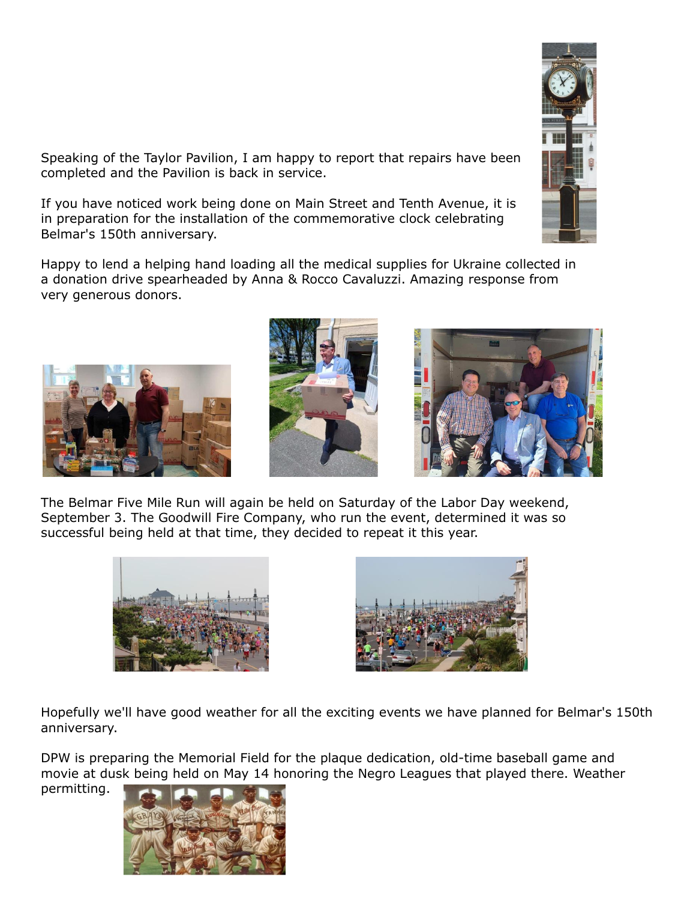Speaking of the Taylor Pavilion, I am happy to report that repairs have been completed and the Pavilion is back in service.

If you have noticed work being done on Main Street and Tenth Avenue, it is in preparation for the installation of the commemorative clock celebrating Belmar's 150th anniversary.

Happy to lend a helping hand loading all the medical supplies for Ukraine collected in a donation drive spearheaded by Anna & Rocco Cavaluzzi. Amazing response from very generous donors.

The Belmar Five Mile Run will again be held on Saturday of the Labor Day weekend, September 3. The Goodwill Fire Company, who run the event, determined it was so successful being held at that time, they decided to repeat it this year.

Hopefully we'll have good weather for all the exciting events we have planned for Belmar's 150th anniversary.

DPW is preparing the Memorial Field for the plaque dedication, old-time baseball game and movie at dusk being held on May 14 honoring the Negro Leagues that played there. Weather permitting.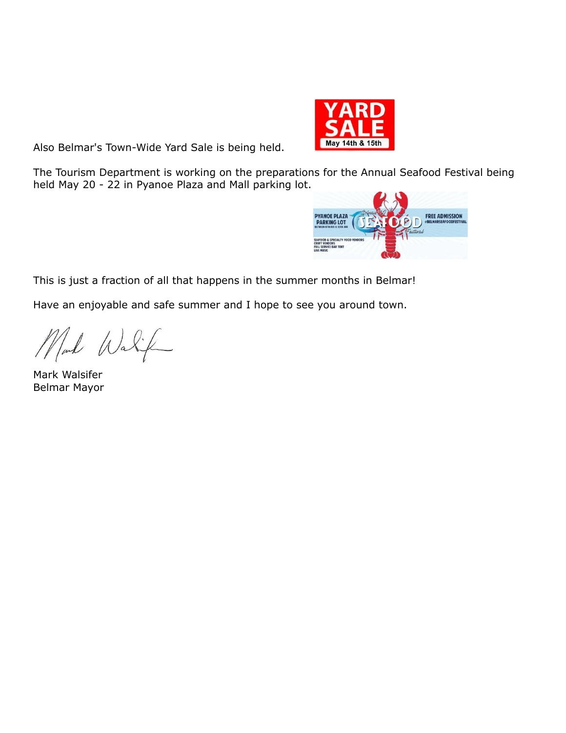Also Belmar's Town-Wide Yard Sale is being held.

YARD SALE
May 14th & 15th

The Tourism Department is working on the preparations for the Annual Seafood Festival being held May 20 - 22 in Pyanoe Plaza and Mall parking lot.

This is just a fraction of all that happens in the summer months in Belmar!

Have an enjoyable and safe summer and I hope to see you around town.

Mark Walsifer
Belmar Mayor